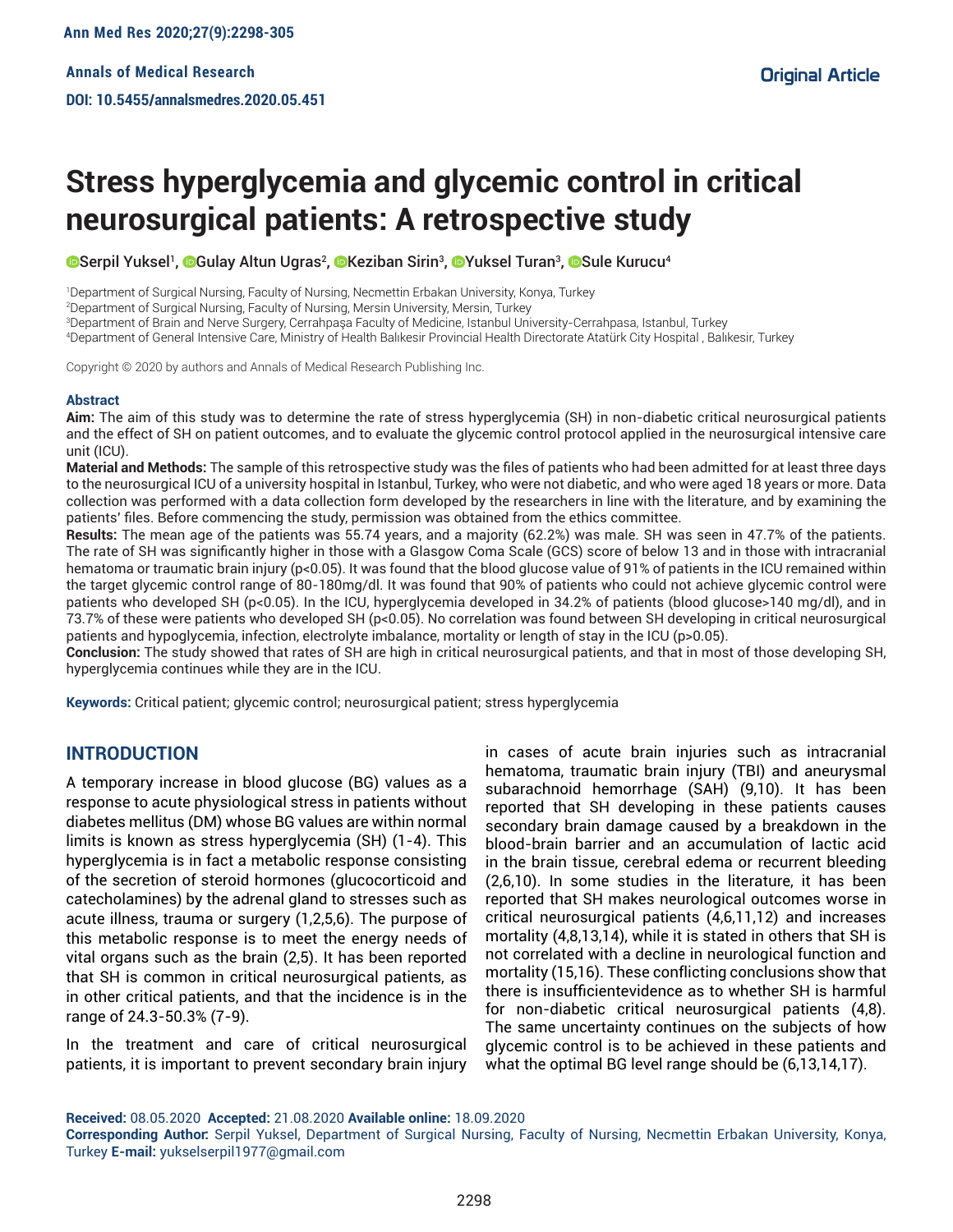Annals of Medical Research

DOI: 10.5455/annalsmedres.2020.05.451

Original Article

# Stress hyperglycemia and glycemic control in critical neurosurgical patients: A retrospective study

Serpil Yuksel[1], Gulay Altun Ugras[2], Keziban Sirin[3], Yuksel Turan[3], Sule Kurucu[4]

[1]Department of Surgical Nursing, Faculty of Nursing, Necmettin Erbakan University, Konya, Turkey
[2]Department of Surgical Nursing, Faculty of Nursing, Mersin University, Mersin, Turkey
[3]Department of Brain and Nerve Surgery, Cerrahpaşa Faculty of Medicine, Istanbul University-Cerrahpasa, Istanbul, Turkey
[4]Department of General Intensive Care, Ministry of Health Balıkesir Provincial Health Directorate Atatürk City Hospital , Balıkesir, Turkey

Copyright © 2020 by authors and Annals of Medical Research Publishing Inc.

## Abstract

**Aim:** The aim of this study was to determine the rate of stress hyperglycemia (SH) in non-diabetic critical neurosurgical patients and the effect of SH on patient outcomes, and to evaluate the glycemic control protocol applied in the neurosurgical intensive care unit (ICU).

**Material and Methods:** The sample of this retrospective study was the files of patients who had been admitted for at least three days to the neurosurgical ICU of a university hospital in Istanbul, Turkey, who were not diabetic, and who were aged 18 years or more. Data collection was performed with a data collection form developed by the researchers in line with the literature, and by examining the patients' files. Before commencing the study, permission was obtained from the ethics committee.

**Results:** The mean age of the patients was 55.74 years, and a majority (62.2%) was male. SH was seen in 47.7% of the patients. The rate of SH was significantly higher in those with a Glasgow Coma Scale (GCS) score of below 13 and in those with intracranial hematoma or traumatic brain injury ($p<0.05$). It was found that the blood glucose value of 91% of patients in the ICU remained within the target glycemic control range of 80-180mg/dl. It was found that 90% of patients who could not achieve glycemic control were patients who developed SH ($p<0.05$). In the ICU, hyperglycemia developed in 34.2% of patients (blood glucose>140 mg/dl), and in 73.7% of these were patients who developed SH ($p<0.05$). No correlation was found between SH developing in critical neurosurgical patients and hypoglycemia, infection, electrolyte imbalance, mortality or length of stay in the ICU ($p>0.05$).

**Conclusion:** The study showed that rates of SH are high in critical neurosurgical patients, and that in most of those developing SH, hyperglycemia continues while they are in the ICU.

**Keywords:** Critical patient; glycemic control; neurosurgical patient; stress hyperglycemia

## INTRODUCTION

A temporary increase in blood glucose (BG) values as a response to acute physiological stress in patients without diabetes mellitus (DM) whose BG values are within normal limits is known as stress hyperglycemia (SH) (1-4). This hyperglycemia is in fact a metabolic response consisting of the secretion of steroid hormones (glucocorticoid and catecholamines) by the adrenal gland to stresses such as acute illness, trauma or surgery (1,2,5,6). The purpose of this metabolic response is to meet the energy needs of vital organs such as the brain (2,5). It has been reported that SH is common in critical neurosurgical patients, as in other critical patients, and that the incidence is in the range of 24.3-50.3% (7-9).

In the treatment and care of critical neurosurgical patients, it is important to prevent secondary brain injury in cases of acute brain injuries such as intracranial hematoma, traumatic brain injury (TBI) and aneurysmal subarachnoid hemorrhage (SAH) (9,10). It has been reported that SH developing in these patients causes secondary brain damage caused by a breakdown in the blood-brain barrier and an accumulation of lactic acid in the brain tissue, cerebral edema or recurrent bleeding (2,6,10). In some studies in the literature, it has been reported that SH makes neurological outcomes worse in critical neurosurgical patients (4,6,11,12) and increases mortality (4,8,13,14), while it is stated in others that SH is not correlated with a decline in neurological function and mortality (15,16). These conflicting conclusions show that there is insufficientevidence as to whether SH is harmful for non-diabetic critical neurosurgical patients (4,8). The same uncertainty continues on the subjects of how glycemic control is to be achieved in these patients and what the optimal BG level range should be (6,13,14,17).

**Received:** 08.05.2020 **Accepted:** 21.08.2020 **Available online:** 18.09.2020

**Corresponding Author:** Serpil Yuksel, Department of Surgical Nursing, Faculty of Nursing, Necmettin Erbakan University, Konya, Turkey **E-mail:** yukselserpil1977@gmail.com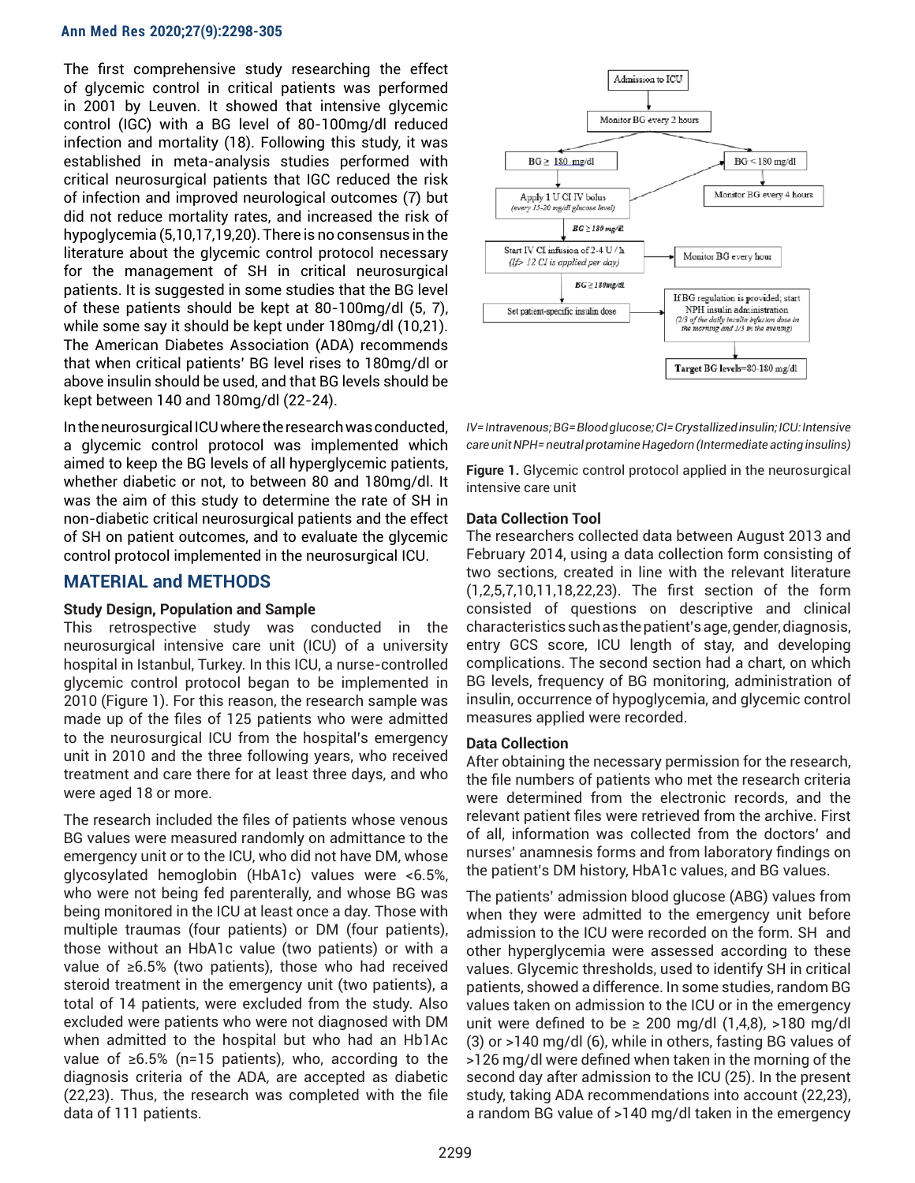The first comprehensive study researching the effect of glycemic control in critical patients was performed in 2001 by Leuven. It showed that intensive glycemic control (IGC) with a BG level of 80-100mg/dl reduced infection and mortality (18). Following this study, it was established in meta-analysis studies performed with critical neurosurgical patients that IGC reduced the risk of infection and improved neurological outcomes (7) but did not reduce mortality rates, and increased the risk of hypoglycemia (5,10,17,19,20). There is no consensus in the literature about the glycemic control protocol necessary for the management of SH in critical neurosurgical patients. It is suggested in some studies that the BG level of these patients should be kept at 80-100mg/dl (5, 7), while some say it should be kept under 180mg/dl (10,21). The American Diabetes Association (ADA) recommends that when critical patients' BG level rises to 180mg/dl or above insulin should be used, and that BG levels should be kept between 140 and 180mg/dl (22-24).

In the neurosurgical ICU where the research was conducted, a glycemic control protocol was implemented which aimed to keep the BG levels of all hyperglycemic patients, whether diabetic or not, to between 80 and 180mg/dl. It was the aim of this study to determine the rate of SH in non-diabetic critical neurosurgical patients and the effect of SH on patient outcomes, and to evaluate the glycemic control protocol implemented in the neurosurgical ICU.

## MATERIAL and METHODS

### Study Design, Population and Sample

This retrospective study was conducted in the neurosurgical intensive care unit (ICU) of a university hospital in Istanbul, Turkey. In this ICU, a nurse-controlled glycemic control protocol began to be implemented in 2010 (Figure 1). For this reason, the research sample was made up of the files of 125 patients who were admitted to the neurosurgical ICU from the hospital's emergency unit in 2010 and the three following years, who received treatment and care there for at least three days, and who were aged 18 or more.

The research included the files of patients whose venous BG values were measured randomly on admittance to the emergency unit or to the ICU, who did not have DM, whose glycosylated hemoglobin (HbA1c) values were <6.5%, who were not being fed parenterally, and whose BG was being monitored in the ICU at least once a day. Those with multiple traumas (four patients) or DM (four patients), those without an HbA1c value (two patients) or with a value of ≥6.5% (two patients), those who had received steroid treatment in the emergency unit (two patients), a total of 14 patients, were excluded from the study. Also excluded were patients who were not diagnosed with DM when admitted to the hospital but who had an Hb1Ac value of ≥6.5% (n=15 patients), who, according to the diagnosis criteria of the ADA, are accepted as diabetic (22,23). Thus, the research was completed with the file data of 111 patients.

Admission to ICU → Monitor BG every 2 hours

- BG ≥ 180 mg/dl → Apply 1 U CI IV bolus (every 15-20 mg/dl glucose level)
- BG < 180 mg/dl → Monitor BG every 4 hours

BG ≥ 180 mg/dl → Start IV CI infusion of 2-4 U / h (If> 12 CI is applied per day) → Monitor BG every hour

BG ≥ 180mg/dl → Set patient-specific insulin dose → If BG regulation is provided; start NPH insulin administration (2/3 of the daily insulin infusion dose in the morning and 1/3 in the evening) → Target BG levels=80-180 mg/dl

*IV= Intravenous; BG= Blood glucose; CI= Crystallized insulin; ICU: Intensive care unit NPH= neutral protamine Hagedorn (Intermediate acting insulins)*

**Figure 1.** Glycemic control protocol applied in the neurosurgical intensive care unit

### Data Collection Tool

The researchers collected data between August 2013 and February 2014, using a data collection form consisting of two sections, created in line with the relevant literature (1,2,5,7,10,11,18,22,23). The first section of the form consisted of questions on descriptive and clinical characteristics such as the patient's age, gender, diagnosis, entry GCS score, ICU length of stay, and developing complications. The second section had a chart, on which BG levels, frequency of BG monitoring, administration of insulin, occurrence of hypoglycemia, and glycemic control measures applied were recorded.

### Data Collection

After obtaining the necessary permission for the research, the file numbers of patients who met the research criteria were determined from the electronic records, and the relevant patient files were retrieved from the archive. First of all, information was collected from the doctors' and nurses' anamnesis forms and from laboratory findings on the patient's DM history, HbA1c values, and BG values.

The patients' admission blood glucose (ABG) values from when they were admitted to the emergency unit before admission to the ICU were recorded on the form. SH and other hyperglycemia were assessed according to these values. Glycemic thresholds, used to identify SH in critical patients, showed a difference. In some studies, random BG values taken on admission to the ICU or in the emergency unit were defined to be ≥ 200 mg/dl (1,4,8), >180 mg/dl (3) or >140 mg/dl (6), while in others, fasting BG values of >126 mg/dl were defined when taken in the morning of the second day after admission to the ICU (25). In the present study, taking ADA recommendations into account (22,23), a random BG value of >140 mg/dl taken in the emergency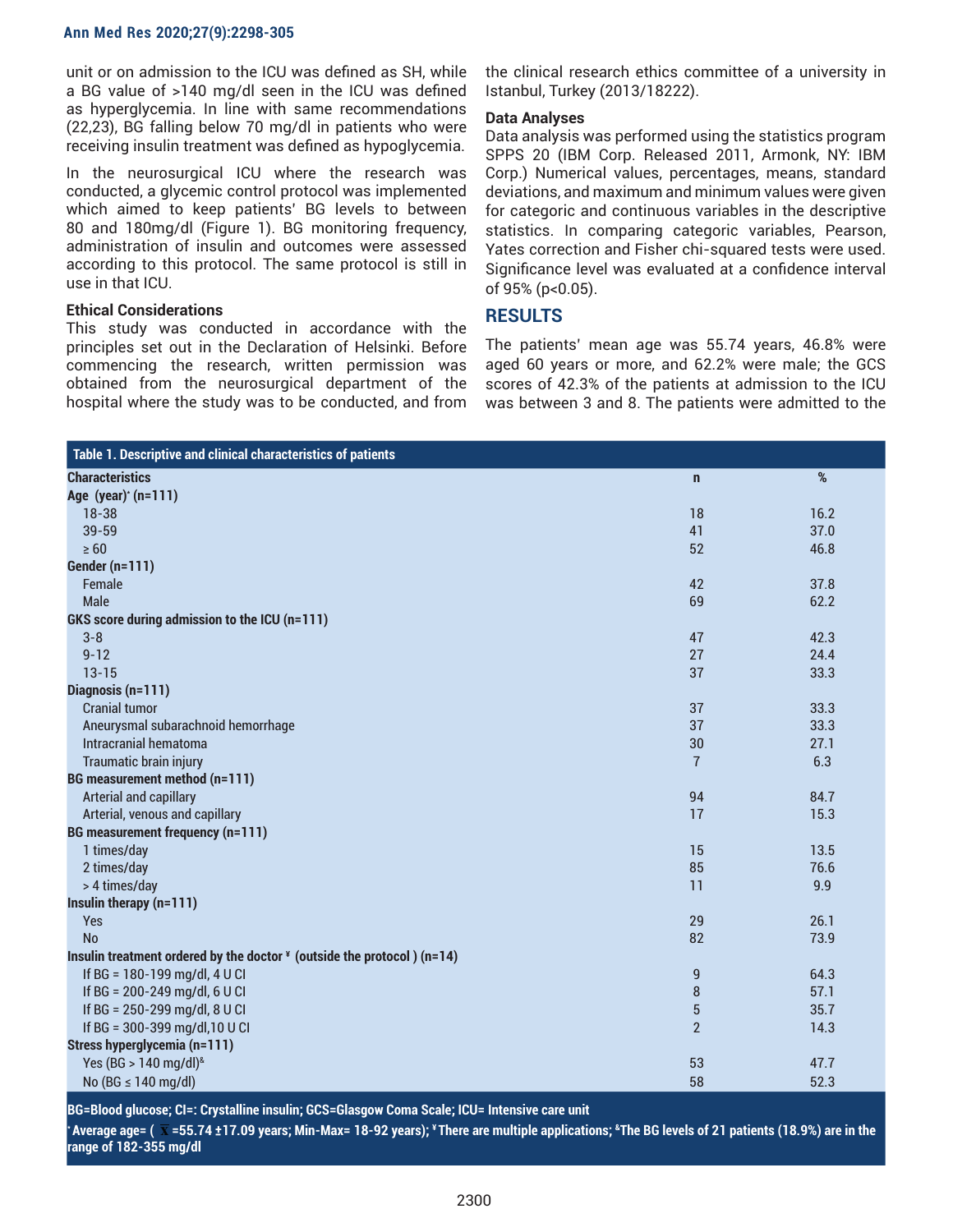unit or on admission to the ICU was defined as SH, while a BG value of >140 mg/dl seen in the ICU was defined as hyperglycemia. In line with same recommendations (22,23), BG falling below 70 mg/dl in patients who were receiving insulin treatment was defined as hypoglycemia.

In the neurosurgical ICU where the research was conducted, a glycemic control protocol was implemented which aimed to keep patients' BG levels to between 80 and 180mg/dl (Figure 1). BG monitoring frequency, administration of insulin and outcomes were assessed according to this protocol. The same protocol is still in use in that ICU.

### Ethical Considerations

This study was conducted in accordance with the principles set out in the Declaration of Helsinki. Before commencing the research, written permission was obtained from the neurosurgical department of the hospital where the study was to be conducted, and from the clinical research ethics committee of a university in Istanbul, Turkey (2013/18222).

### Data Analyses

Data analysis was performed using the statistics program SPSS 20 (IBM Corp. Released 2011, Armonk, NY: IBM Corp.) Numerical values, percentages, means, standard deviations, and maximum and minimum values were given for categoric and continuous variables in the descriptive statistics. In comparing categoric variables, Pearson, Yates correction and Fisher chi-squared tests were used. Significance level was evaluated at a confidence interval of 95% ($p<0.05$).

## RESULTS

The patients' mean age was 55.74 years, 46.8% were aged 60 years or more, and 62.2% were male; the GCS scores of 42.3% of the patients at admission to the ICU was between 3 and 8. The patients were admitted to the

**Table 1. Descriptive and clinical characteristics of patients**

| Characteristics | n | % |
|---|---|---|
| **Age (year)\* (n=111)** | | |
| 18-38 | 18 | 16.2 |
| 39-59 | 41 | 37.0 |
| ≥ 60 | 52 | 46.8 |
| **Gender (n=111)** | | |
| Female | 42 | 37.8 |
| Male | 69 | 62.2 |
| **GKS score during admission to the ICU (n=111)** | | |
| 3-8 | 47 | 42.3 |
| 9-12 | 27 | 24.4 |
| 13-15 | 37 | 33.3 |
| **Diagnosis (n=111)** | | |
| Cranial tumor | 37 | 33.3 |
| Aneurysmal subarachnoid hemorrhage | 37 | 33.3 |
| Intracranial hematoma | 30 | 27.1 |
| Traumatic brain injury | 7 | 6.3 |
| **BG measurement method (n=111)** | | |
| Arterial and capillary | 94 | 84.7 |
| Arterial, venous and capillary | 17 | 15.3 |
| **BG measurement frequency (n=111)** | | |
| 1 times/day | 15 | 13.5 |
| 2 times/day | 85 | 76.6 |
| > 4 times/day | 11 | 9.9 |
| **Insulin therapy (n=111)** | | |
| Yes | 29 | 26.1 |
| No | 82 | 73.9 |
| **Insulin treatment ordered by the doctor ¥ (outside the protocol ) (n=14)** | | |
| If BG = 180-199 mg/dl, 4 U CI | 9 | 64.3 |
| If BG = 200-249 mg/dl, 6 U CI | 8 | 57.1 |
| If BG = 250-299 mg/dl, 8 U CI | 5 | 35.7 |
| If BG = 300-399 mg/dl,10 U CI | 2 | 14.3 |
| **Stress hyperglycemia (n=111)** | | |
| Yes (BG > 140 mg/dl)& | 53 | 47.7 |
| No (BG ≤ 140 mg/dl) | 58 | 52.3 |

BG=Blood glucose; CI=: Crystalline insulin; GCS=Glasgow Coma Scale; ICU= Intensive care unit

\* Average age= ( $\bar{x}$ =55.74 ±17.09 years; Min-Max= 18-92 years); ¥ There are multiple applications; & The BG levels of 21 patients (18.9%) are in the range of 182-355 mg/dl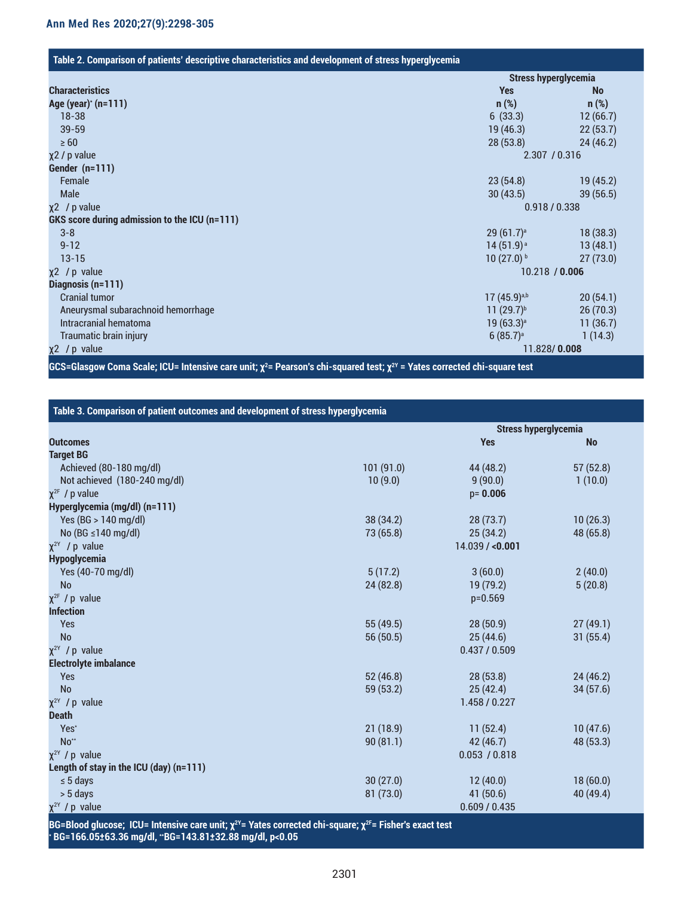**Table 2. Comparison of patients' descriptive characteristics and development of stress hyperglycemia**

| Characteristics | Stress hyperglycemia Yes | No |
|---|---|---|
| **Age (year)* (n=111)** | n (%) | n (%) |
| 18-38 | 6 (33.3) | 12 (66.7) |
| 39-59 | 19 (46.3) | 22 (53.7) |
| ≥ 60 | 28 (53.8) | 24 (46.2) |
| $\chi^2$ / p value | 2.307 / 0.316 | |
| **Gender (n=111)** | | |
| Female | 23 (54.8) | 19 (45.2) |
| Male | 30 (43.5) | 39 (56.5) |
| $\chi^2$ / p value | 0.918 / 0.338 | |
| **GKS score during admission to the ICU (n=111)** | | |
| 3-8 | 29 (61.7)[a] | 18 (38.3) |
| 9-12 | 14 (51.9)[a] | 13 (48.1) |
| 13-15 | 10 (27.0)[b] | 27 (73.0) |
| $\chi^2$ / p value | 10.218 / **0.006** | |
| **Diagnosis (n=111)** | | |
| Cranial tumor | 17 (45.9)[a,b] | 20 (54.1) |
| Aneurysmal subarachnoid hemorrhage | 11 (29.7)[b] | 26 (70.3) |
| Intracranial hematoma | 19 (63.3)[a] | 11 (36.7) |
| Traumatic brain injury | 6 (85.7)[a] | 1 (14.3) |
| $\chi^2$ / p value | 11.828/ **0.008** | |

GCS=Glasgow Coma Scale; ICU= Intensive care unit; $\chi^2$= Pearson's chi-squared test; $\chi^{2Y}$ = Yates corrected chi-square test

**Table 3. Comparison of patient outcomes and development of stress hyperglycemia**

| Outcomes | | Stress hyperglycemia Yes | No |
|---|---|---|---|
| **Target BG** | | | |
| Achieved (80-180 mg/dl) | 101 (91.0) | 44 (48.2) | 57 (52.8) |
| Not achieved (180-240 mg/dl) | 10 (9.0) | 9 (90.0) | 1 (10.0) |
| $\chi^{2F}$ / p value | | p= **0.006** | |
| **Hyperglycemia (mg/dl) (n=111)** | | | |
| Yes (BG > 140 mg/dl) | 38 (34.2) | 28 (73.7) | 10 (26.3) |
| No (BG ≤140 mg/dl) | 73 (65.8) | 25 (34.2) | 48 (65.8) |
| $\chi^{2Y}$ / p value | | 14.039 / **<0.001** | |
| **Hypoglycemia** | | | |
| Yes (40-70 mg/dl) | 5 (17.2) | 3 (60.0) | 2 (40.0) |
| No | 24 (82.8) | 19 (79.2) | 5 (20.8) |
| $\chi^{2F}$ / p value | | p=0.569 | |
| **Infection** | | | |
| Yes | 55 (49.5) | 28 (50.9) | 27 (49.1) |
| No | 56 (50.5) | 25 (44.6) | 31 (55.4) |
| $\chi^{2Y}$ / p value | | 0.437 / 0.509 | |
| **Electrolyte imbalance** | | | |
| Yes | 52 (46.8) | 28 (53.8) | 24 (46.2) |
| No | 59 (53.2) | 25 (42.4) | 34 (57.6) |
| $\chi^{2Y}$ / p value | | 1.458 / 0.227 | |
| **Death** | | | |
| Yes* | 21 (18.9) | 11 (52.4) | 10 (47.6) |
| No** | 90 (81.1) | 42 (46.7) | 48 (53.3) |
| $\chi^{2Y}$ / p value | | 0.053 / 0.818 | |
| **Length of stay in the ICU (day) (n=111)** | | | |
| ≤ 5 days | 30 (27.0) | 12 (40.0) | 18 (60.0) |
| > 5 days | 81 (73.0) | 41 (50.6) | 40 (49.4) |
| $\chi^{2Y}$ / p value | | 0.609 / 0.435 | |

BG=Blood glucose; ICU= Intensive care unit; $\chi^{2Y}$= Yates corrected chi-square; $\chi^{2F}$= Fisher's exact test
* BG=166.05±63.36 mg/dl, **BG=143.81±32.88 mg/dl, p<0.05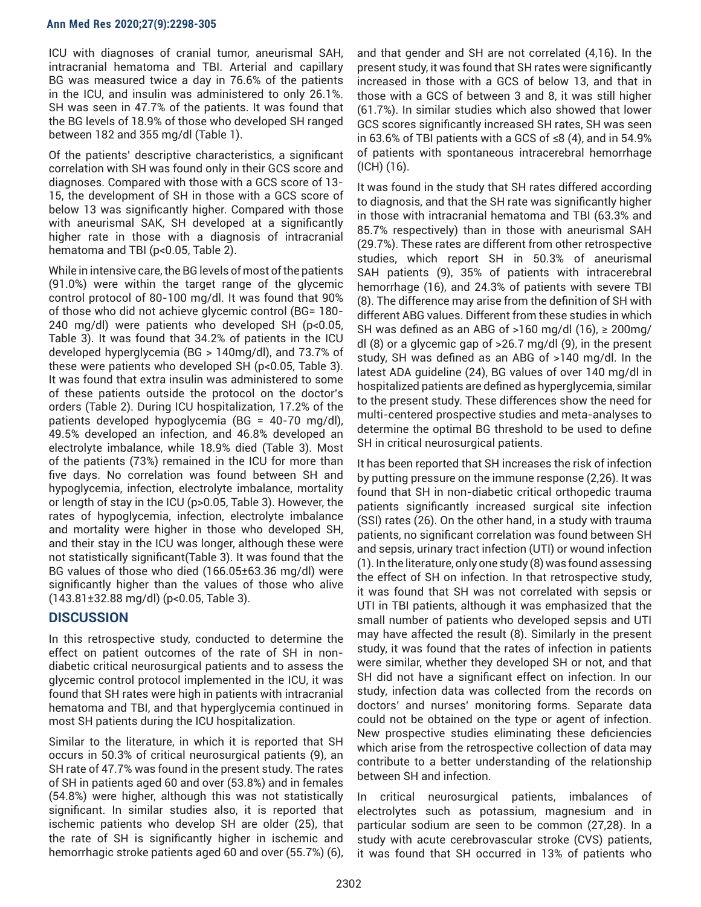ICU with diagnoses of cranial tumor, aneurismal SAH, intracranial hematoma and TBI. Arterial and capillary BG was measured twice a day in 76.6% of the patients in the ICU, and insulin was administered to only 26.1%. SH was seen in 47.7% of the patients. It was found that the BG levels of 18.9% of those who developed SH ranged between 182 and 355 mg/dl (Table 1).

Of the patients' descriptive characteristics, a significant correlation with SH was found only in their GCS score and diagnoses. Compared with those with a GCS score of 13-15, the development of SH in those with a GCS score of below 13 was significantly higher. Compared with those with aneurismal SAK, SH developed at a significantly higher rate in those with a diagnosis of intracranial hematoma and TBI (p<0.05, Table 2).

While in intensive care, the BG levels of most of the patients (91.0%) were within the target range of the glycemic control protocol of 80-100 mg/dl. It was found that 90% of those who did not achieve glycemic control (BG= 180-240 mg/dl) were patients who developed SH (p<0.05, Table 3). It was found that 34.2% of patients in the ICU developed hyperglycemia (BG > 140mg/dl), and 73.7% of these were patients who developed SH (p<0.05, Table 3). It was found that extra insulin was administered to some of these patients outside the protocol on the doctor's orders (Table 2). During ICU hospitalization, 17.2% of the patients developed hypoglycemia (BG = 40-70 mg/dl), 49.5% developed an infection, and 46.8% developed an electrolyte imbalance, while 18.9% died (Table 3). Most of the patients (73%) remained in the ICU for more than five days. No correlation was found between SH and hypoglycemia, infection, electrolyte imbalance, mortality or length of stay in the ICU (p>0.05, Table 3). However, the rates of hypoglycemia, infection, electrolyte imbalance and mortality were higher in those who developed SH, and their stay in the ICU was longer, although these were not statistically significant(Table 3). It was found that the BG values of those who died (166.05±63.36 mg/dl) were significantly higher than the values of those who alive (143.81±32.88 mg/dl) (p<0.05, Table 3).

## DISCUSSION

In this retrospective study, conducted to determine the effect on patient outcomes of the rate of SH in non-diabetic critical neurosurgical patients and to assess the glycemic control protocol implemented in the ICU, it was found that SH rates were high in patients with intracranial hematoma and TBI, and that hyperglycemia continued in most SH patients during the ICU hospitalization.

Similar to the literature, in which it is reported that SH occurs in 50.3% of critical neurosurgical patients (9), an SH rate of 47.7% was found in the present study. The rates of SH in patients aged 60 and over (53.8%) and in females (54.8%) were higher, although this was not statistically significant. In similar studies also, it is reported that ischemic patients who develop SH are older (25), that the rate of SH is significantly higher in ischemic and hemorrhagic stroke patients aged 60 and over (55.7%) (6), and that gender and SH are not correlated (4,16). In the present study, it was found that SH rates were significantly increased in those with a GCS of below 13, and that in those with a GCS of between 3 and 8, it was still higher (61.7%). In similar studies which also showed that lower GCS scores significantly increased SH rates, SH was seen in 63.6% of TBI patients with a GCS of ≤8 (4), and in 54.9% of patients with spontaneous intracerebral hemorrhage (ICH) (16).

It was found in the study that SH rates differed according to diagnosis, and that the SH rate was significantly higher in those with intracranial hematoma and TBI (63.3% and 85.7% respectively) than in those with aneurismal SAH (29.7%). These rates are different from other retrospective studies, which report SH in 50.3% of aneurismal SAH patients (9), 35% of patients with intracerebral hemorrhage (16), and 24.3% of patients with severe TBI (8). The difference may arise from the definition of SH with different ABG values. Different from these studies in which SH was defined as an ABG of >160 mg/dl (16), ≥ 200mg/dl (8) or a glycemic gap of >26.7 mg/dl (9), in the present study, SH was defined as an ABG of >140 mg/dl. In the latest ADA guideline (24), BG values of over 140 mg/dl in hospitalized patients are defined as hyperglycemia, similar to the present study. These differences show the need for multi-centered prospective studies and meta-analyses to determine the optimal BG threshold to be used to define SH in critical neurosurgical patients.

It has been reported that SH increases the risk of infection by putting pressure on the immune response (2,26). It was found that SH in non-diabetic critical orthopedic trauma patients significantly increased surgical site infection (SSI) rates (26). On the other hand, in a study with trauma patients, no significant correlation was found between SH and sepsis, urinary tract infection (UTI) or wound infection (1). In the literature, only one study (8) was found assessing the effect of SH on infection. In that retrospective study, it was found that SH was not correlated with sepsis or UTI in TBI patients, although it was emphasized that the small number of patients who developed sepsis and UTI may have affected the result (8). Similarly in the present study, it was found that the rates of infection in patients were similar, whether they developed SH or not, and that SH did not have a significant effect on infection. In our study, infection data was collected from the records on doctors' and nurses' monitoring forms. Separate data could not be obtained on the type or agent of infection. New prospective studies eliminating these deficiencies which arise from the retrospective collection of data may contribute to a better understanding of the relationship between SH and infection.

In critical neurosurgical patients, imbalances of electrolytes such as potassium, magnesium and in particular sodium are seen to be common (27,28). In a study with acute cerebrovascular stroke (CVS) patients, it was found that SH occurred in 13% of patients who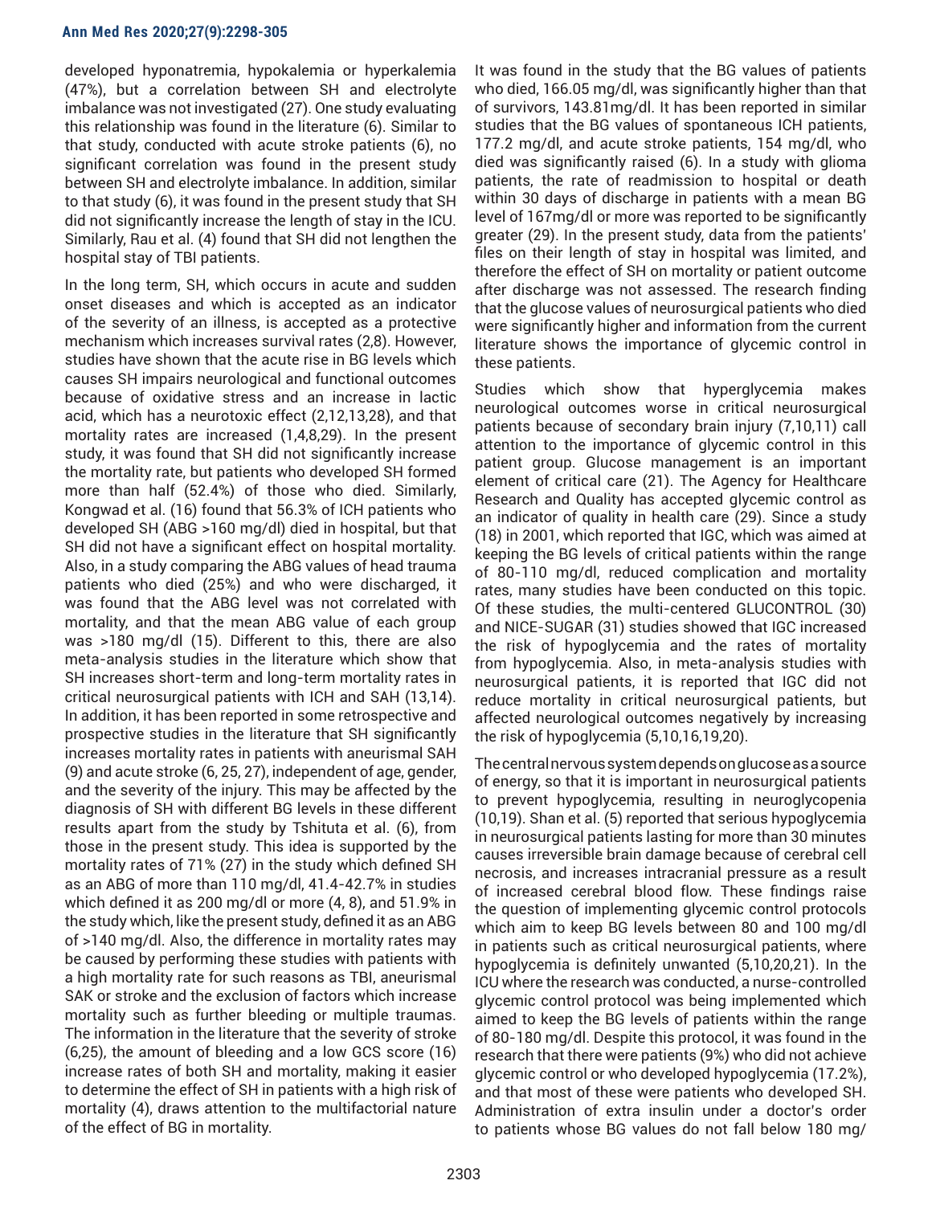developed hyponatremia, hypokalemia or hyperkalemia (47%), but a correlation between SH and electrolyte imbalance was not investigated (27). One study evaluating this relationship was found in the literature (6). Similar to that study, conducted with acute stroke patients (6), no significant correlation was found in the present study between SH and electrolyte imbalance. In addition, similar to that study (6), it was found in the present study that SH did not significantly increase the length of stay in the ICU. Similarly, Rau et al. (4) found that SH did not lengthen the hospital stay of TBI patients.

In the long term, SH, which occurs in acute and sudden onset diseases and which is accepted as an indicator of the severity of an illness, is accepted as a protective mechanism which increases survival rates (2,8). However, studies have shown that the acute rise in BG levels which causes SH impairs neurological and functional outcomes because of oxidative stress and an increase in lactic acid, which has a neurotoxic effect (2,12,13,28), and that mortality rates are increased (1,4,8,29). In the present study, it was found that SH did not significantly increase the mortality rate, but patients who developed SH formed more than half (52.4%) of those who died. Similarly, Kongwad et al. (16) found that 56.3% of ICH patients who developed SH (ABG >160 mg/dl) died in hospital, but that SH did not have a significant effect on hospital mortality. Also, in a study comparing the ABG values of head trauma patients who died (25%) and who were discharged, it was found that the ABG level was not correlated with mortality, and that the mean ABG value of each group was >180 mg/dl (15). Different to this, there are also meta-analysis studies in the literature which show that SH increases short-term and long-term mortality rates in critical neurosurgical patients with ICH and SAH (13,14). In addition, it has been reported in some retrospective and prospective studies in the literature that SH significantly increases mortality rates in patients with aneurismal SAH (9) and acute stroke (6, 25, 27), independent of age, gender, and the severity of the injury. This may be affected by the diagnosis of SH with different BG levels in these different results apart from the study by Tshituta et al. (6), from those in the present study. This idea is supported by the mortality rates of 71% (27) in the study which defined SH as an ABG of more than 110 mg/dl, 41.4-42.7% in studies which defined it as 200 mg/dl or more (4, 8), and 51.9% in the study which, like the present study, defined it as an ABG of >140 mg/dl. Also, the difference in mortality rates may be caused by performing these studies with patients with a high mortality rate for such reasons as TBI, aneurismal SAK or stroke and the exclusion of factors which increase mortality such as further bleeding or multiple traumas. The information in the literature that the severity of stroke (6,25), the amount of bleeding and a low GCS score (16) increase rates of both SH and mortality, making it easier to determine the effect of SH in patients with a high risk of mortality (4), draws attention to the multifactorial nature of the effect of BG in mortality.

It was found in the study that the BG values of patients who died, 166.05 mg/dl, was significantly higher than that of survivors, 143.81mg/dl. It has been reported in similar studies that the BG values of spontaneous ICH patients, 177.2 mg/dl, and acute stroke patients, 154 mg/dl, who died was significantly raised (6). In a study with glioma patients, the rate of readmission to hospital or death within 30 days of discharge in patients with a mean BG level of 167mg/dl or more was reported to be significantly greater (29). In the present study, data from the patients' files on their length of stay in hospital was limited, and therefore the effect of SH on mortality or patient outcome after discharge was not assessed. The research finding that the glucose values of neurosurgical patients who died were significantly higher and information from the current literature shows the importance of glycemic control in these patients.

Studies which show that hyperglycemia makes neurological outcomes worse in critical neurosurgical patients because of secondary brain injury (7,10,11) call attention to the importance of glycemic control in this patient group. Glucose management is an important element of critical care (21). The Agency for Healthcare Research and Quality has accepted glycemic control as an indicator of quality in health care (29). Since a study (18) in 2001, which reported that IGC, which was aimed at keeping the BG levels of critical patients within the range of 80-110 mg/dl, reduced complication and mortality rates, many studies have been conducted on this topic. Of these studies, the multi-centered GLUCONTROL (30) and NICE-SUGAR (31) studies showed that IGC increased the risk of hypoglycemia and the rates of mortality from hypoglycemia. Also, in meta-analysis studies with neurosurgical patients, it is reported that IGC did not reduce mortality in critical neurosurgical patients, but affected neurological outcomes negatively by increasing the risk of hypoglycemia (5,10,16,19,20).

The central nervous system depends on glucose as a source of energy, so that it is important in neurosurgical patients to prevent hypoglycemia, resulting in neuroglycopenia (10,19). Shan et al. (5) reported that serious hypoglycemia in neurosurgical patients lasting for more than 30 minutes causes irreversible brain damage because of cerebral cell necrosis, and increases intracranial pressure as a result of increased cerebral blood flow. These findings raise the question of implementing glycemic control protocols which aim to keep BG levels between 80 and 100 mg/dl in patients such as critical neurosurgical patients, where hypoglycemia is definitely unwanted (5,10,20,21). In the ICU where the research was conducted, a nurse-controlled glycemic control protocol was being implemented which aimed to keep the BG levels of patients within the range of 80-180 mg/dl. Despite this protocol, it was found in the research that there were patients (9%) who did not achieve glycemic control or who developed hypoglycemia (17.2%), and that most of these were patients who developed SH. Administration of extra insulin under a doctor's order to patients whose BG values do not fall below 180 mg/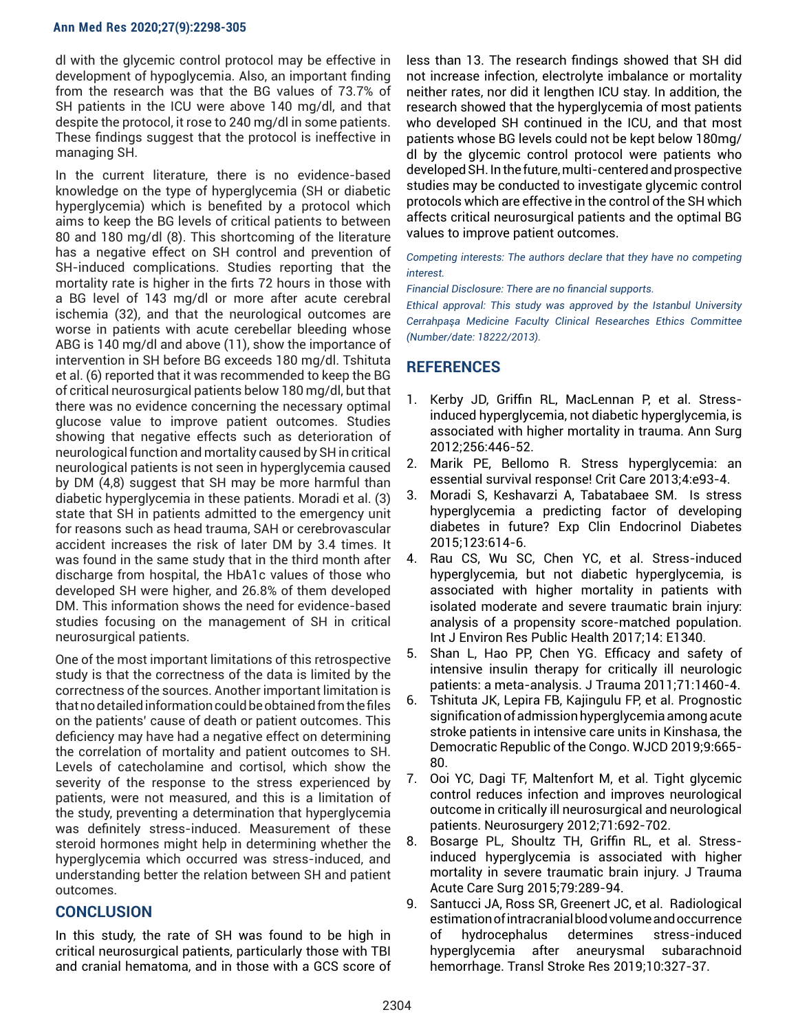dl with the glycemic control protocol may be effective in development of hypoglycemia. Also, an important finding from the research was that the BG values of 73.7% of SH patients in the ICU were above 140 mg/dl, and that despite the protocol, it rose to 240 mg/dl in some patients. These findings suggest that the protocol is ineffective in managing SH.

In the current literature, there is no evidence-based knowledge on the type of hyperglycemia (SH or diabetic hyperglycemia) which is benefited by a protocol which aims to keep the BG levels of critical patients to between 80 and 180 mg/dl (8). This shortcoming of the literature has a negative effect on SH control and prevention of SH-induced complications. Studies reporting that the mortality rate is higher in the firts 72 hours in those with a BG level of 143 mg/dl or more after acute cerebral ischemia (32), and that the neurological outcomes are worse in patients with acute cerebellar bleeding whose ABG is 140 mg/dl and above (11), show the importance of intervention in SH before BG exceeds 180 mg/dl. Tshituta et al. (6) reported that it was recommended to keep the BG of critical neurosurgical patients below 180 mg/dl, but that there was no evidence concerning the necessary optimal glucose value to improve patient outcomes. Studies showing that negative effects such as deterioration of neurological function and mortality caused by SH in critical neurological patients is not seen in hyperglycemia caused by DM (4,8) suggest that SH may be more harmful than diabetic hyperglycemia in these patients. Moradi et al. (3) state that SH in patients admitted to the emergency unit for reasons such as head trauma, SAH or cerebrovascular accident increases the risk of later DM by 3.4 times. It was found in the same study that in the third month after discharge from hospital, the HbA1c values of those who developed SH were higher, and 26.8% of them developed DM. This information shows the need for evidence-based studies focusing on the management of SH in critical neurosurgical patients.

One of the most important limitations of this retrospective study is that the correctness of the data is limited by the correctness of the sources. Another important limitation is that no detailed information could be obtained from the files on the patients' cause of death or patient outcomes. This deficiency may have had a negative effect on determining the correlation of mortality and patient outcomes to SH. Levels of catecholamine and cortisol, which show the severity of the response to the stress experienced by patients, were not measured, and this is a limitation of the study, preventing a determination that hyperglycemia was definitely stress-induced. Measurement of these steroid hormones might help in determining whether the hyperglycemia which occurred was stress-induced, and understanding better the relation between SH and patient outcomes.

## CONCLUSION

In this study, the rate of SH was found to be high in critical neurosurgical patients, particularly those with TBI and cranial hematoma, and in those with a GCS score of less than 13. The research findings showed that SH did not increase infection, electrolyte imbalance or mortality neither rates, nor did it lengthen ICU stay. In addition, the research showed that the hyperglycemia of most patients who developed SH continued in the ICU, and that most patients whose BG levels could not be kept below 180mg/dl by the glycemic control protocol were patients who developed SH. In the future, multi-centered and prospective studies may be conducted to investigate glycemic control protocols which are effective in the control of the SH which affects critical neurosurgical patients and the optimal BG values to improve patient outcomes.

*Competing interests: The authors declare that they have no competing interest.*

*Financial Disclosure: There are no financial supports.*

*Ethical approval: This study was approved by the Istanbul University Cerrahpaşa Medicine Faculty Clinical Researches Ethics Committee (Number/date: 18222/2013).*

## REFERENCES

1. Kerby JD, Griffin RL, MacLennan P, et al. Stress-induced hyperglycemia, not diabetic hyperglycemia, is associated with higher mortality in trauma. Ann Surg 2012;256:446-52.
2. Marik PE, Bellomo R. Stress hyperglycemia: an essential survival response! Crit Care 2013;4:e93-4.
3. Moradi S, Keshavarzi A, Tabatabaee SM. Is stress hyperglycemia a predicting factor of developing diabetes in future? Exp Clin Endocrinol Diabetes 2015;123:614-6.
4. Rau CS, Wu SC, Chen YC, et al. Stress-induced hyperglycemia, but not diabetic hyperglycemia, is associated with higher mortality in patients with isolated moderate and severe traumatic brain injury: analysis of a propensity score-matched population. Int J Environ Res Public Health 2017;14: E1340.
5. Shan L, Hao PP, Chen YG. Efficacy and safety of intensive insulin therapy for critically ill neurologic patients: a meta-analysis. J Trauma 2011;71:1460-4.
6. Tshituta JK, Lepira FB, Kajingulu FP, et al. Prognostic signification of admission hyperglycemia among acute stroke patients in intensive care units in Kinshasa, the Democratic Republic of the Congo. WJCD 2019;9:665-80.
7. Ooi YC, Dagi TF, Maltenfort M, et al. Tight glycemic control reduces infection and improves neurological outcome in critically ill neurosurgical and neurological patients. Neurosurgery 2012;71:692-702.
8. Bosarge PL, Shoultz TH, Griffin RL, et al. Stress-induced hyperglycemia is associated with higher mortality in severe traumatic brain injury. J Trauma Acute Care Surg 2015;79:289-94.
9. Santucci JA, Ross SR, Greenert JC, et al. Radiological estimation of intracranial blood volume and occurrence of hydrocephalus determines stress-induced hyperglycemia after aneurysmal subarachnoid hemorrhage. Transl Stroke Res 2019;10:327-37.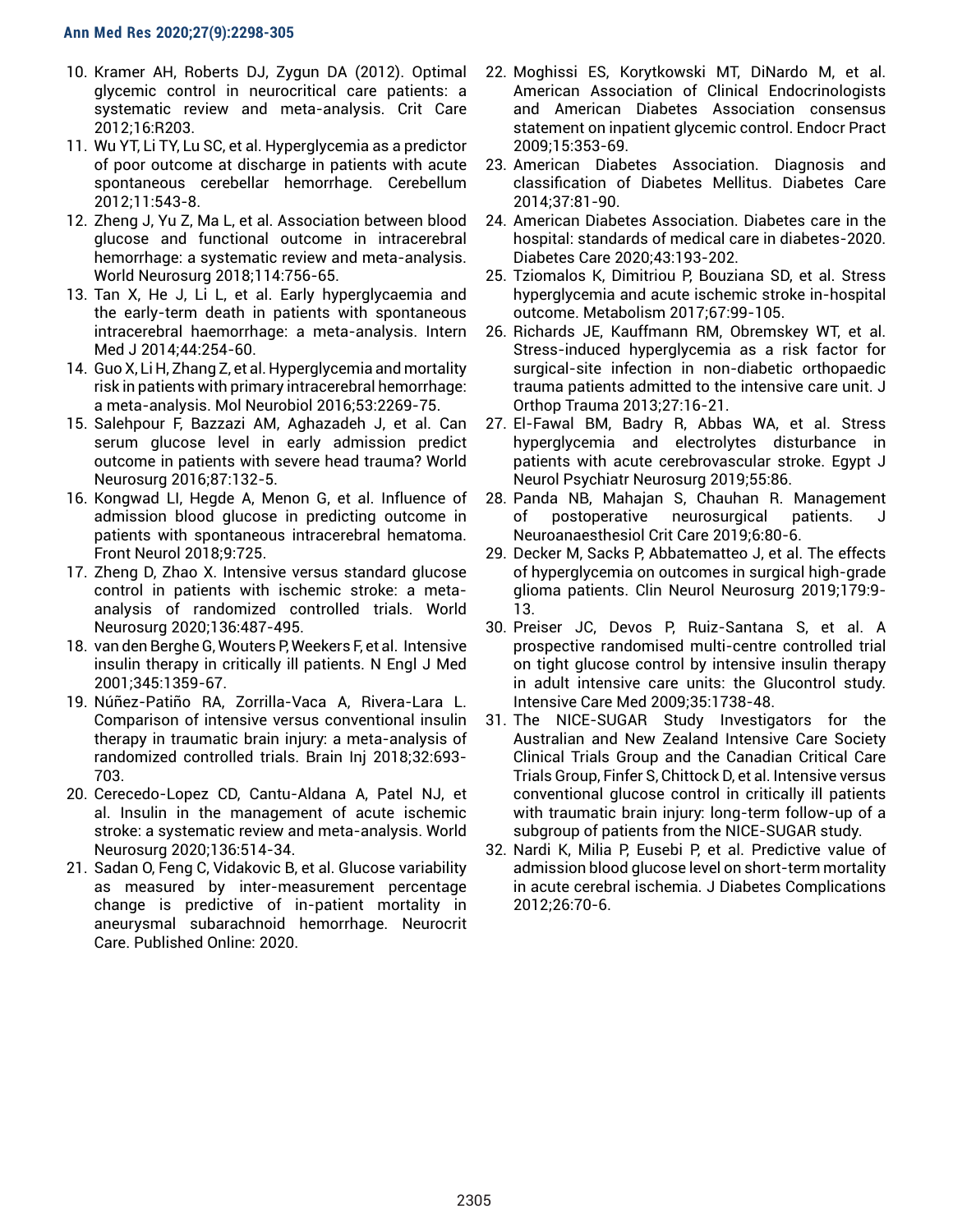10. Kramer AH, Roberts DJ, Zygun DA (2012). Optimal glycemic control in neurocritical care patients: a systematic review and meta-analysis. Crit Care 2012;16:R203.
11. Wu YT, Li TY, Lu SC, et al. Hyperglycemia as a predictor of poor outcome at discharge in patients with acute spontaneous cerebellar hemorrhage. Cerebellum 2012;11:543-8.
12. Zheng J, Yu Z, Ma L, et al. Association between blood glucose and functional outcome in intracerebral hemorrhage: a systematic review and meta-analysis. World Neurosurg 2018;114:756-65.
13. Tan X, He J, Li L, et al. Early hyperglycaemia and the early-term death in patients with spontaneous intracerebral haemorrhage: a meta-analysis. Intern Med J 2014;44:254-60.
14. Guo X, Li H, Zhang Z, et al. Hyperglycemia and mortality risk in patients with primary intracerebral hemorrhage: a meta-analysis. Mol Neurobiol 2016;53:2269-75.
15. Salehpour F, Bazzazi AM, Aghazadeh J, et al. Can serum glucose level in early admission predict outcome in patients with severe head trauma? World Neurosurg 2016;87:132-5.
16. Kongwad LI, Hegde A, Menon G, et al. Influence of admission blood glucose in predicting outcome in patients with spontaneous intracerebral hematoma. Front Neurol 2018;9:725.
17. Zheng D, Zhao X. Intensive versus standard glucose control in patients with ischemic stroke: a meta-analysis of randomized controlled trials. World Neurosurg 2020;136:487-495.
18. van den Berghe G, Wouters P, Weekers F, et al. Intensive insulin therapy in critically ill patients. N Engl J Med 2001;345:1359-67.
19. Núñez-Patiño RA, Zorrilla-Vaca A, Rivera-Lara L. Comparison of intensive versus conventional insulin therapy in traumatic brain injury: a meta-analysis of randomized controlled trials. Brain Inj 2018;32:693-703.
20. Cerecedo-Lopez CD, Cantu-Aldana A, Patel NJ, et al. Insulin in the management of acute ischemic stroke: a systematic review and meta-analysis. World Neurosurg 2020;136:514-34.
21. Sadan O, Feng C, Vidakovic B, et al. Glucose variability as measured by inter-measurement percentage change is predictive of in-patient mortality in aneurysmal subarachnoid hemorrhage. Neurocrit Care. Published Online: 2020.
22. Moghissi ES, Korytkowski MT, DiNardo M, et al. American Association of Clinical Endocrinologists and American Diabetes Association consensus statement on inpatient glycemic control. Endocr Pract 2009;15:353-69.
23. American Diabetes Association. Diagnosis and classification of Diabetes Mellitus. Diabetes Care 2014;37:81-90.
24. American Diabetes Association. Diabetes care in the hospital: standards of medical care in diabetes-2020. Diabetes Care 2020;43:193-202.
25. Tziomalos K, Dimitriou P, Bouziana SD, et al. Stress hyperglycemia and acute ischemic stroke in-hospital outcome. Metabolism 2017;67:99-105.
26. Richards JE, Kauffmann RM, Obremskey WT, et al. Stress-induced hyperglycemia as a risk factor for surgical-site infection in non-diabetic orthopaedic trauma patients admitted to the intensive care unit. J Orthop Trauma 2013;27:16-21.
27. El-Fawal BM, Badry R, Abbas WA, et al. Stress hyperglycemia and electrolytes disturbance in patients with acute cerebrovascular stroke. Egypt J Neurol Psychiatr Neurosurg 2019;55:86.
28. Panda NB, Mahajan S, Chauhan R. Management of postoperative neurosurgical patients. J Neuroanaesthesiol Crit Care 2019;6:80-6.
29. Decker M, Sacks P, Abbatematteo J, et al. The effects of hyperglycemia on outcomes in surgical high-grade glioma patients. Clin Neurol Neurosurg 2019;179:9-13.
30. Preiser JC, Devos P, Ruiz-Santana S, et al. A prospective randomised multi-centre controlled trial on tight glucose control by intensive insulin therapy in adult intensive care units: the Glucontrol study. Intensive Care Med 2009;35:1738-48.
31. The NICE-SUGAR Study Investigators for the Australian and New Zealand Intensive Care Society Clinical Trials Group and the Canadian Critical Care Trials Group, Finfer S, Chittock D, et al. Intensive versus conventional glucose control in critically ill patients with traumatic brain injury: long-term follow-up of a subgroup of patients from the NICE-SUGAR study.
32. Nardi K, Milia P, Eusebi P, et al. Predictive value of admission blood glucose level on short-term mortality in acute cerebral ischemia. J Diabetes Complications 2012;26:70-6.